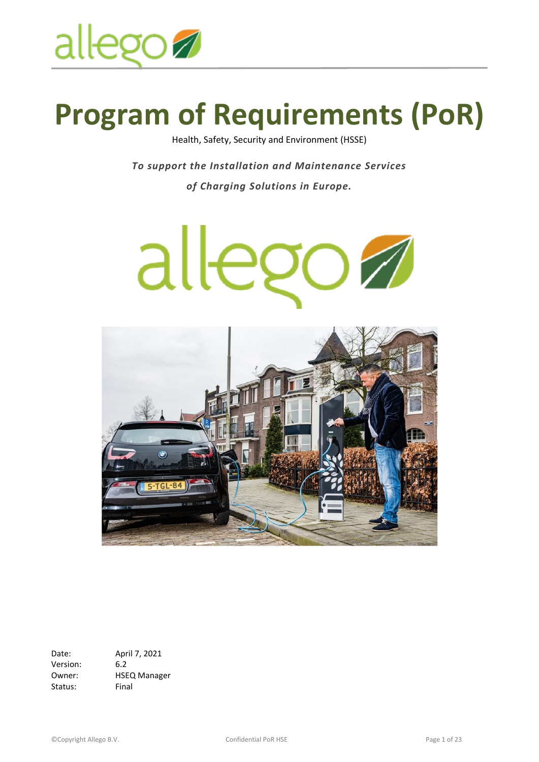# Program of Requirements (PoR)

Health, Safety, Security and Environment (HSSE)

***To support the Installation and Maintenance Services***

***of Charging Solutions in Europe.***

| | |
|---|---|
| Date: | April 7, 2021 |
| Version: | 6.2 |
| Owner: | HSEQ Manager |
| Status: | Final |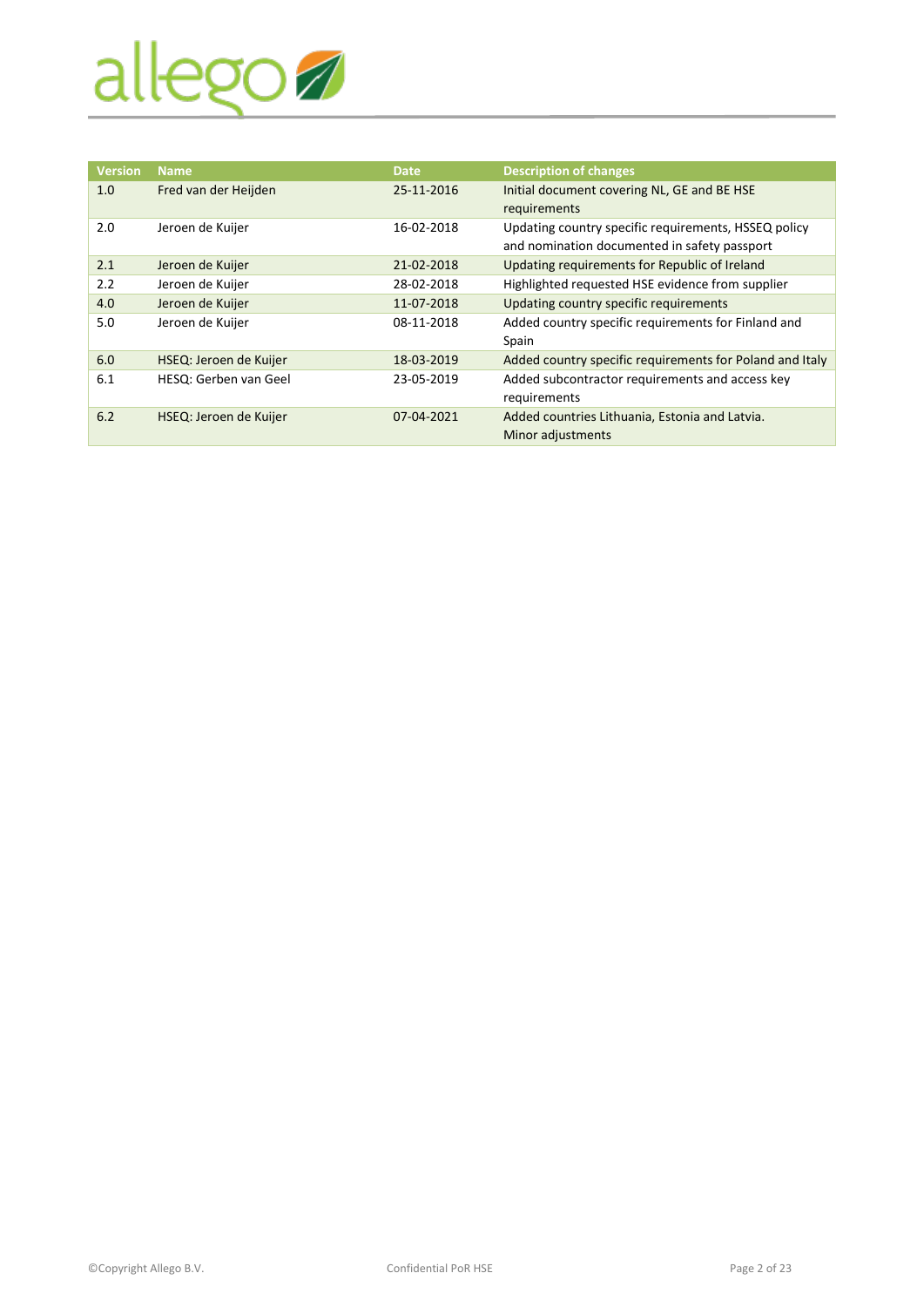| Version | Name | Date | Description of changes |
|---|---|---|---|
| 1.0 | Fred van der Heijden | 25-11-2016 | Initial document covering NL, GE and BE HSE requirements |
| 2.0 | Jeroen de Kuijer | 16-02-2018 | Updating country specific requirements, HSSEQ policy and nomination documented in safety passport |
| 2.1 | Jeroen de Kuijer | 21-02-2018 | Updating requirements for Republic of Ireland |
| 2.2 | Jeroen de Kuijer | 28-02-2018 | Highlighted requested HSE evidence from supplier |
| 4.0 | Jeroen de Kuijer | 11-07-2018 | Updating country specific requirements |
| 5.0 | Jeroen de Kuijer | 08-11-2018 | Added country specific requirements for Finland and Spain |
| 6.0 | HSEQ: Jeroen de Kuijer | 18-03-2019 | Added country specific requirements for Poland and Italy |
| 6.1 | HESQ: Gerben van Geel | 23-05-2019 | Added subcontractor requirements and access key requirements |
| 6.2 | HSEQ: Jeroen de Kuijer | 07-04-2021 | Added countries Lithuania, Estonia and Latvia. Minor adjustments |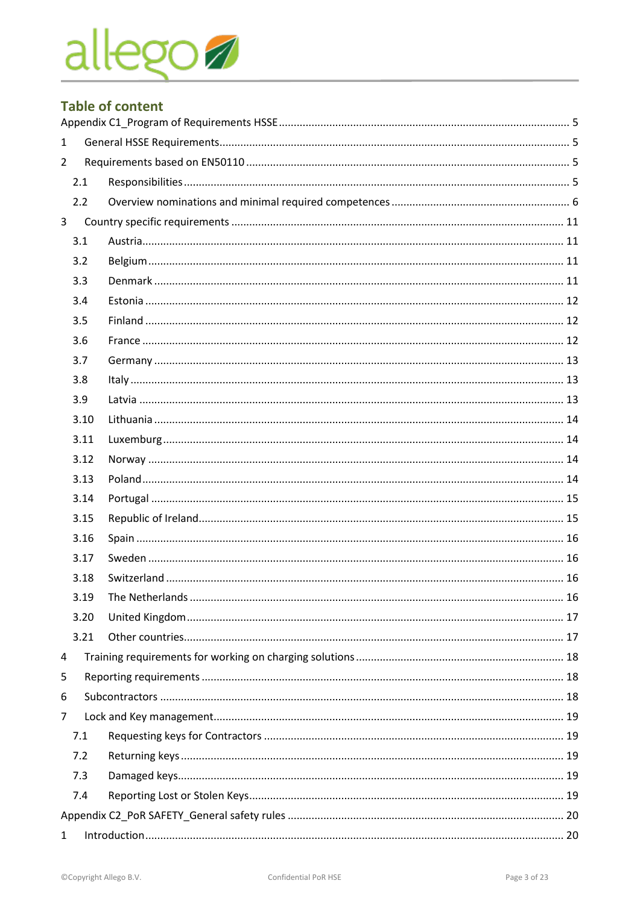## Table of content

Appendix C1_Program of Requirements HSSE ..... 5

1 General HSSE Requirements ..... 5

2 Requirements based on EN50110 ..... 5

- 2.1 Responsibilities ..... 5
- 2.2 Overview nominations and minimal required competences ..... 6

3 Country specific requirements ..... 11

- 3.1 Austria ..... 11
- 3.2 Belgium ..... 11
- 3.3 Denmark ..... 11
- 3.4 Estonia ..... 12
- 3.5 Finland ..... 12
- 3.6 France ..... 12
- 3.7 Germany ..... 13
- 3.8 Italy ..... 13
- 3.9 Latvia ..... 13
- 3.10 Lithuania ..... 14
- 3.11 Luxemburg ..... 14
- 3.12 Norway ..... 14
- 3.13 Poland ..... 14
- 3.14 Portugal ..... 15
- 3.15 Republic of Ireland ..... 15
- 3.16 Spain ..... 16
- 3.17 Sweden ..... 16
- 3.18 Switzerland ..... 16
- 3.19 The Netherlands ..... 16
- 3.20 United Kingdom ..... 17
- 3.21 Other countries ..... 17

4 Training requirements for working on charging solutions ..... 18

5 Reporting requirements ..... 18

6 Subcontractors ..... 18

7 Lock and Key management ..... 19

- 7.1 Requesting keys for Contractors ..... 19
- 7.2 Returning keys ..... 19
- 7.3 Damaged keys ..... 19
- 7.4 Reporting Lost or Stolen Keys ..... 19

Appendix C2_PoR SAFETY_General safety rules ..... 20

1 Introduction ..... 20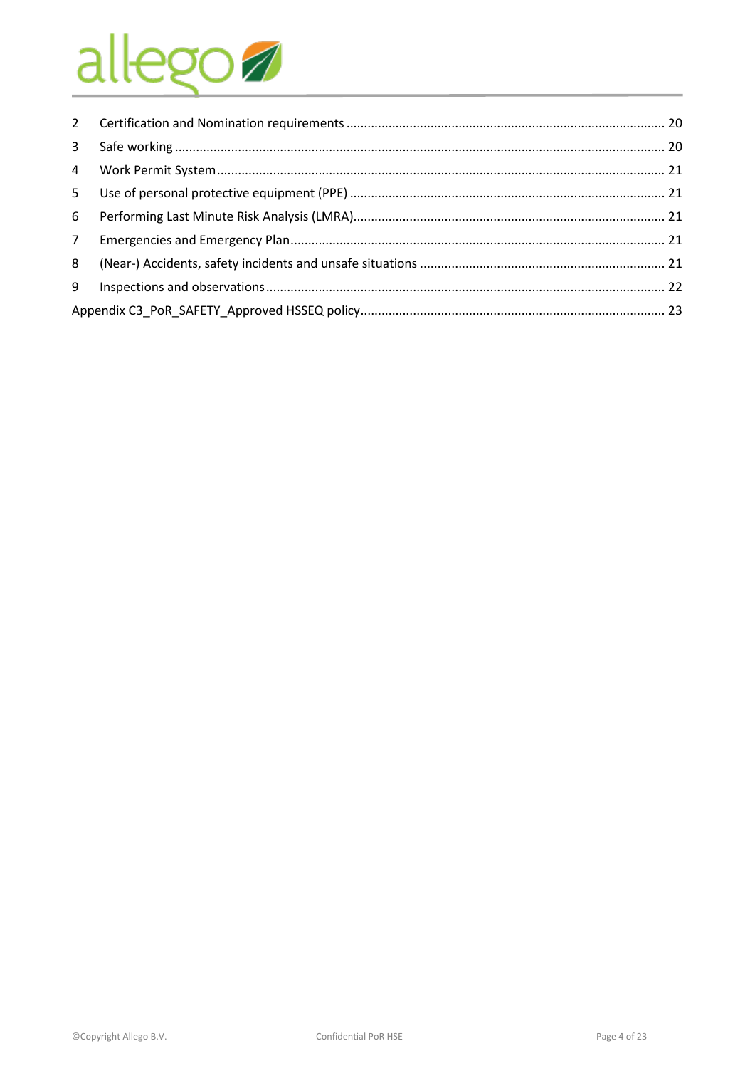2 Certification and Nomination requirements ........................................................................................ 20
3 Safe working ......................................................................................................................................... 20
4 Work Permit System ............................................................................................................................ 21
5 Use of personal protective equipment (PPE) ....................................................................................... 21
6 Performing Last Minute Risk Analysis (LMRA) ..................................................................................... 21
7 Emergencies and Emergency Plan ........................................................................................................ 21
8 (Near-) Accidents, safety incidents and unsafe situations .................................................................... 21
9 Inspections and observations ............................................................................................................... 22
Appendix C3_PoR_SAFETY_Approved HSSEQ policy ..................................................................................... 23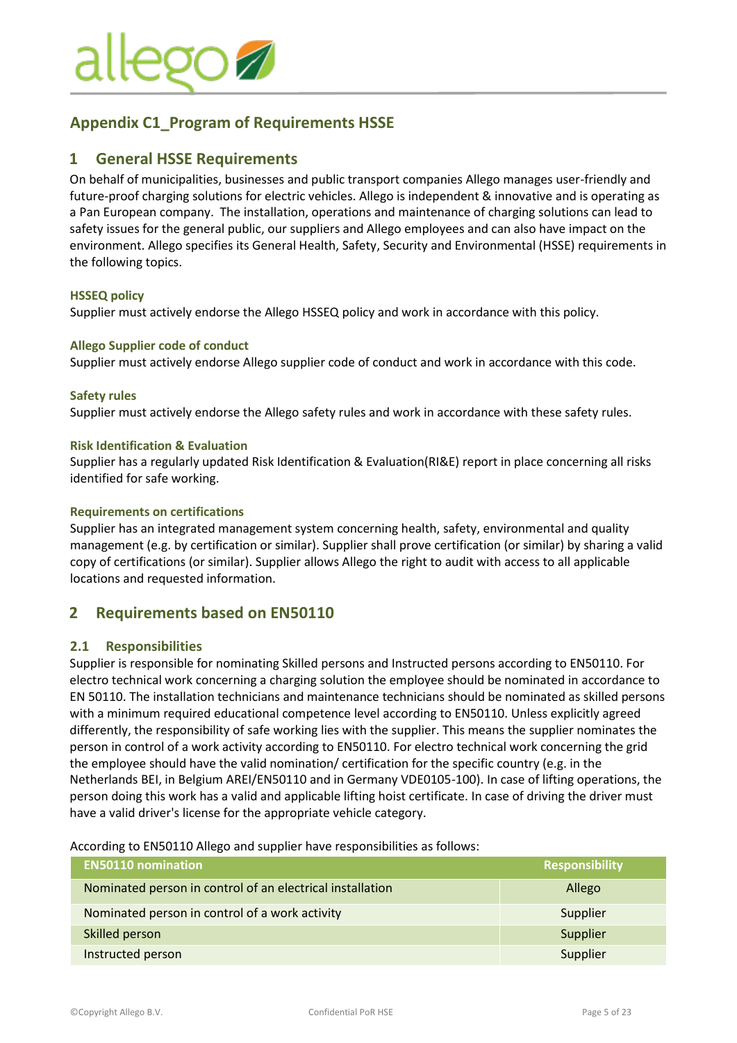## Appendix C1_Program of Requirements HSSE

# 1 General HSSE Requirements

On behalf of municipalities, businesses and public transport companies Allego manages user-friendly and future-proof charging solutions for electric vehicles. Allego is independent & innovative and is operating as a Pan European company. The installation, operations and maintenance of charging solutions can lead to safety issues for the general public, our suppliers and Allego employees and can also have impact on the environment. Allego specifies its General Health, Safety, Security and Environmental (HSSE) requirements in the following topics.

### HSSEQ policy

Supplier must actively endorse the Allego HSSEQ policy and work in accordance with this policy.

### Allego Supplier code of conduct

Supplier must actively endorse Allego supplier code of conduct and work in accordance with this code.

### Safety rules

Supplier must actively endorse the Allego safety rules and work in accordance with these safety rules.

### Risk Identification & Evaluation

Supplier has a regularly updated Risk Identification & Evaluation(RI&E) report in place concerning all risks identified for safe working.

### Requirements on certifications

Supplier has an integrated management system concerning health, safety, environmental and quality management (e.g. by certification or similar). Supplier shall prove certification (or similar) by sharing a valid copy of certifications (or similar). Supplier allows Allego the right to audit with access to all applicable locations and requested information.

# 2 Requirements based on EN50110

## 2.1 Responsibilities

Supplier is responsible for nominating Skilled persons and Instructed persons according to EN50110. For electro technical work concerning a charging solution the employee should be nominated in accordance to EN 50110. The installation technicians and maintenance technicians should be nominated as skilled persons with a minimum required educational competence level according to EN50110. Unless explicitly agreed differently, the responsibility of safe working lies with the supplier. This means the supplier nominates the person in control of a work activity according to EN50110. For electro technical work concerning the grid the employee should have the valid nomination/ certification for the specific country (e.g. in the Netherlands BEI, in Belgium AREI/EN50110 and in Germany VDE0105-100). In case of lifting operations, the person doing this work has a valid and applicable lifting hoist certificate. In case of driving the driver must have a valid driver's license for the appropriate vehicle category.

According to EN50110 Allego and supplier have responsibilities as follows:

| EN50110 nomination | Responsibility |
|---|---|
| Nominated person in control of an electrical installation | Allego |
| Nominated person in control of a work activity | Supplier |
| Skilled person | Supplier |
| Instructed person | Supplier |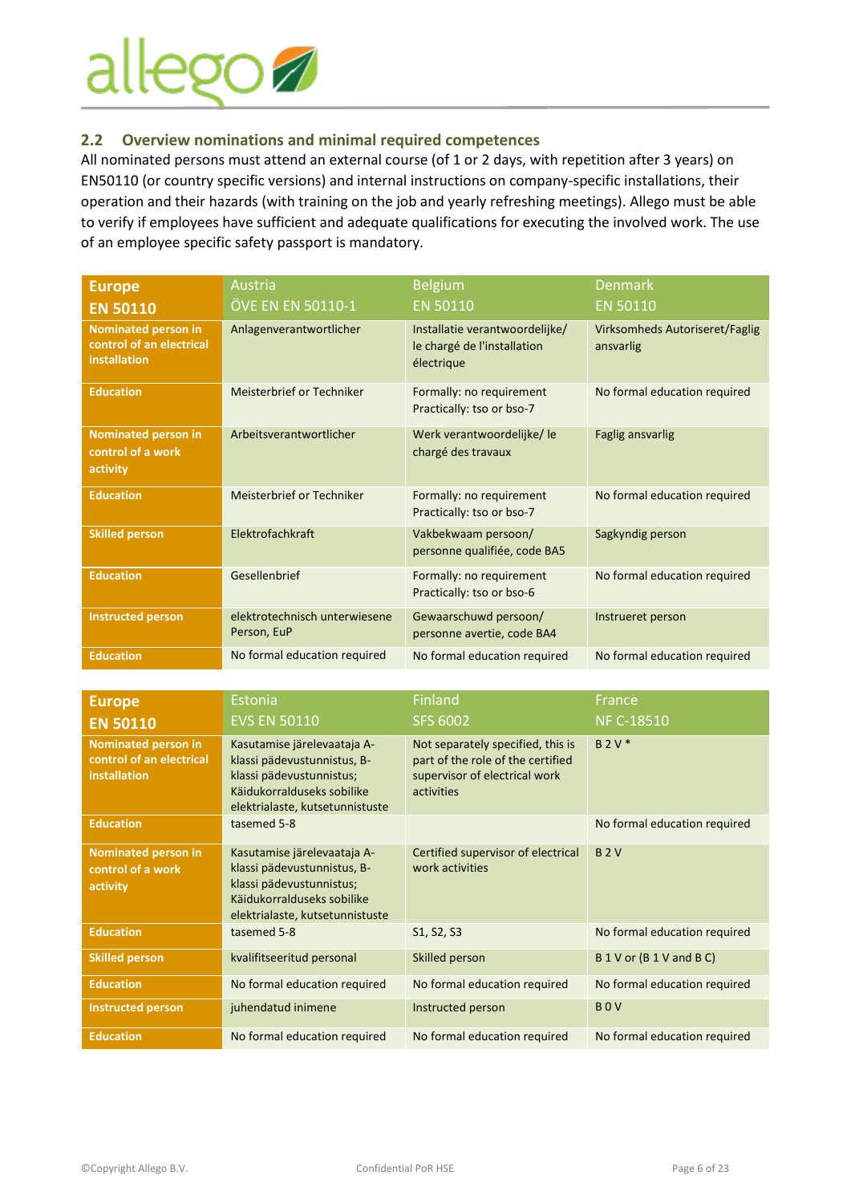## 2.2 Overview nominations and minimal required competences

All nominated persons must attend an external course (of 1 or 2 days, with repetition after 3 years) on EN50110 (or country specific versions) and internal instructions on company-specific installations, their operation and their hazards (with training on the job and yearly refreshing meetings). Allego must be able to verify if employees have sufficient and adequate qualifications for executing the involved work. The use of an employee specific safety passport is mandatory.

| Europe EN 50110 | Austria ÖVE EN EN 50110-1 | Belgium EN 50110 | Denmark EN 50110 |
|---|---|---|---|
| **Nominated person in control of an electrical installation** | Anlagenverantwortlicher | Installatie verantwoordelijke/ le chargé de l'installation électrique | Virksomheds Autoriseret/Faglig ansvarlig |
| **Education** | Meisterbrief or Techniker | Formally: no requirement Practically: tso or bso-7 | No formal education required |
| **Nominated person in control of a work activity** | Arbeitsverantwortlicher | Werk verantwoordelijke/ le chargé des travaux | Faglig ansvarlig |
| **Education** | Meisterbrief or Techniker | Formally: no requirement Practically: tso or bso-7 | No formal education required |
| **Skilled person** | Elektrofachkraft | Vakbekwaam persoon/ personne qualifiée, code BA5 | Sagkyndig person |
| **Education** | Gesellenbrief | Formally: no requirement Practically: tso or bso-6 | No formal education required |
| **Instructed person** | elektrotechnisch unterwiesene Person, EuP | Gewaarschuwd persoon/ personne avertie, code BA4 | Instrueret person |
| **Education** | No formal education required | No formal education required | No formal education required |

| Europe EN 50110 | Estonia EVS EN 50110 | Finland SFS 6002 | France NF C-18510 |
|---|---|---|---|
| **Nominated person in control of an electrical installation** | Kasutamise järelevaataja A-klassi pädevustunnistus, B-klassi pädevustunnistus; Käidukorralduseks sobilike elektrialaste, kutsetunnistuste | Not separately specified, this is part of the role of the certified supervisor of electrical work activities | B 2 V * |
| **Education** | tasemed 5-8 | | No formal education required |
| **Nominated person in control of a work activity** | Kasutamise järelevaataja A-klassi pädevustunnistus, B-klassi pädevustunnistus; Käidukorralduseks sobilike elektrialaste, kutsetunnistuste | Certified supervisor of electrical work activities | B 2 V |
| **Education** | tasemed 5-8 | S1, S2, S3 | No formal education required |
| **Skilled person** | kvalifitseeritud personal | Skilled person | B 1 V or (B 1 V and B C) |
| **Education** | No formal education required | No formal education required | No formal education required |
| **Instructed person** | juhendatud inimene | Instructed person | B 0 V |
| **Education** | No formal education required | No formal education required | No formal education required |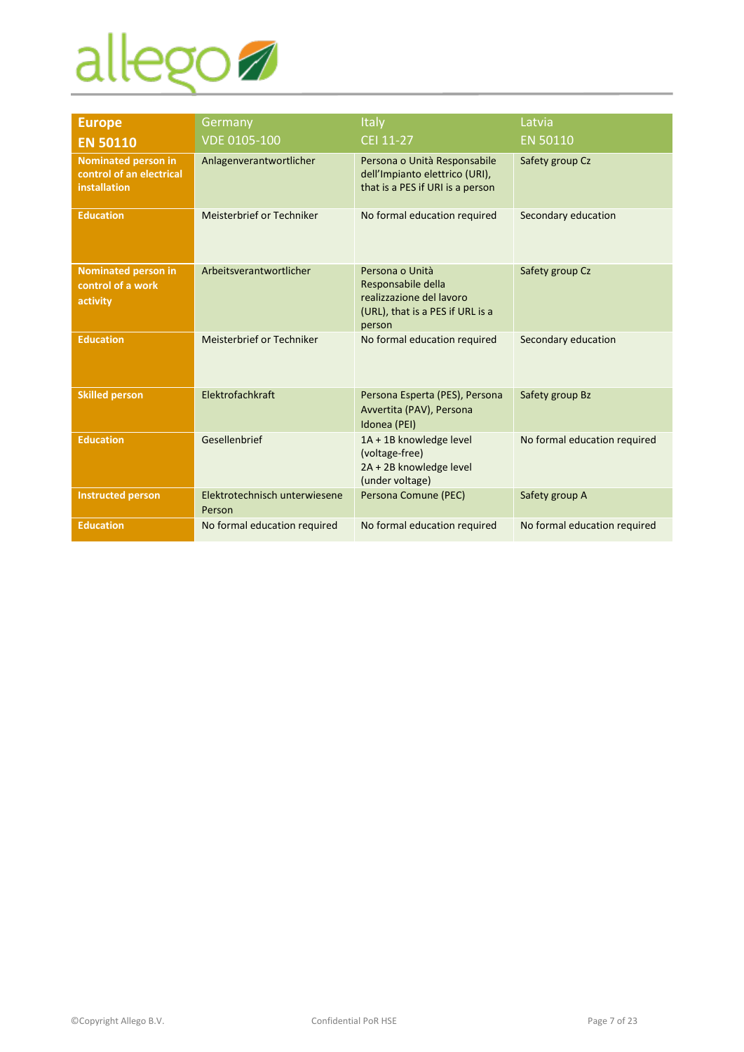| Europe<br>EN 50110 | Germany<br>VDE 0105-100 | Italy<br>CEI 11-27 | Latvia<br>EN 50110 |
|---|---|---|---|
| **Nominated person in control of an electrical installation** | Anlagenverantwortlicher | Persona o Unità Responsabile dell'Impianto elettrico (URI), that is a PES if URI is a person | Safety group Cz |
| **Education** | Meisterbrief or Techniker | No formal education required | Secondary education |
| **Nominated person in control of a work activity** | Arbeitsverantwortlicher | Persona o Unità Responsabile della realizzazione del lavoro (URL), that is a PES if URL is a person | Safety group Cz |
| **Education** | Meisterbrief or Techniker | No formal education required | Secondary education |
| **Skilled person** | Elektrofachkraft | Persona Esperta (PES), Persona Avvertita (PAV), Persona Idonea (PEI) | Safety group Bz |
| **Education** | Gesellenbrief | 1A + 1B knowledge level (voltage-free)<br>2A + 2B knowledge level (under voltage) | No formal education required |
| **Instructed person** | Elektrotechnisch unterwiesene Person | Persona Comune (PEC) | Safety group A |
| **Education** | No formal education required | No formal education required | No formal education required |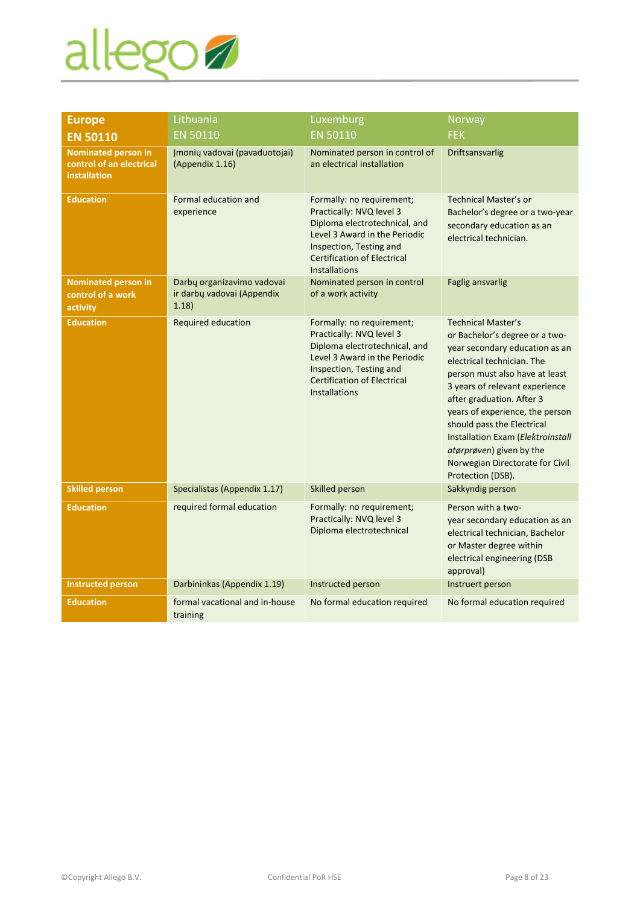| Europe EN 50110 | Lithuania EN 50110 | Luxemburg EN 50110 | Norway FEK |
|---|---|---|---|
| **Nominated person in control of an electrical installation** | Įmonių vadovai (pavaduotojai) (Appendix 1.16) | Nominated person in control of an electrical installation | Driftsansvarlig |
| **Education** | Formal education and experience | Formally: no requirement; Practically: NVQ level 3 Diploma electrotechnical, and Level 3 Award in the Periodic Inspection, Testing and Certification of Electrical Installations | Technical Master's or Bachelor's degree or a two-year secondary education as an electrical technician. |
| **Nominated person in control of a work activity** | Darbų organizavimo vadovai ir darbų vadovai (Appendix 1.18) | Nominated person in control of a work activity | Faglig ansvarlig |
| **Education** | Required education | Formally: no requirement; Practically: NVQ level 3 Diploma electrotechnical, and Level 3 Award in the Periodic Inspection, Testing and Certification of Electrical Installations | Technical Master's or Bachelor's degree or a two-year secondary education as an electrical technician. The person must also have at least 3 years of relevant experience after graduation. After 3 years of experience, the person should pass the Electrical Installation Exam (*Elektroinstallatørprøven*) given by the Norwegian Directorate for Civil Protection (DSB). |
| **Skilled person** | Specialistas (Appendix 1.17) | Skilled person | Sakkyndig person |
| **Education** | required formal education | Formally: no requirement; Practically: NVQ level 3 Diploma electrotechnical | Person with a two-year secondary education as an electrical technician, Bachelor or Master degree within electrical engineering (DSB approval) |
| **Instructed person** | Darbininkas (Appendix 1.19) | Instructed person | Instruert person |
| **Education** | formal vacational and in-house training | No formal education required | No formal education required |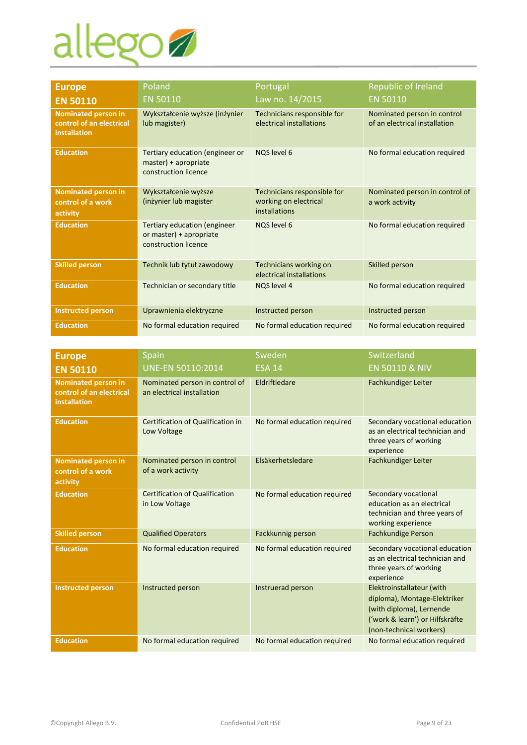| Europe EN 50110 | Poland EN 50110 | Portugal Law no. 14/2015 | Republic of Ireland EN 50110 |
|---|---|---|---|
| **Nominated person in control of an electrical installation** | Wykształcenie wyższe (inżynier lub magister) | Technicians responsible for electrical installations | Nominated person in control of an electrical installation |
| **Education** | Tertiary education (engineer or master) + apropriate construction licence | NQS level 6 | No formal education required |
| **Nominated person in control of a work activity** | Wykształcenie wyższe (inżynier lub magister | Technicians responsible for working on electrical installations | Nominated person in control of a work activity |
| **Education** | Tertiary education (engineer or master) + apropriate construction licence | NQS level 6 | No formal education required |
| **Skilled person** | Technik lub tytuł zawodowy | Technicians working on electrical installations | Skilled person |
| **Education** | Technician or secondary title | NQS level 4 | No formal education required |
| **Instructed person** | Uprawnienia elektryczne | Instructed person | Instructed person |
| **Education** | No formal education required | No formal education required | No formal education required |

| Europe EN 50110 | Spain UNE-EN 50110:2014 | Sweden ESA 14 | Switzerland EN 50110 & NIV |
|---|---|---|---|
| **Nominated person in control of an electrical installation** | Nominated person in control of an electrical installation | Eldriftledare | Fachkundiger Leiter |
| **Education** | Certification of Qualification in Low Voltage | No formal education required | Secondary vocational education as an electrical technician and three years of working experience |
| **Nominated person in control of a work activity** | Nominated person in control of a work activity | Elsäkerhetsledare | Fachkundiger Leiter |
| **Education** | Certification of Qualification in Low Voltage | No formal education required | Secondary vocational education as an electrical technician and three years of working experience |
| **Skilled person** | Qualified Operators | Fackkunnig person | Fachkundige Person |
| **Education** | No formal education required | No formal education required | Secondary vocational education as an electrical technician and three years of working experience |
| **Instructed person** | Instructed person | Instruerad person | Elektroinstallateur (with diploma), Montage-Elektriker (with diploma), Lernende ('work & learn') or Hilfskräfte (non-technical workers) |
| **Education** | No formal education required | No formal education required | No formal education required |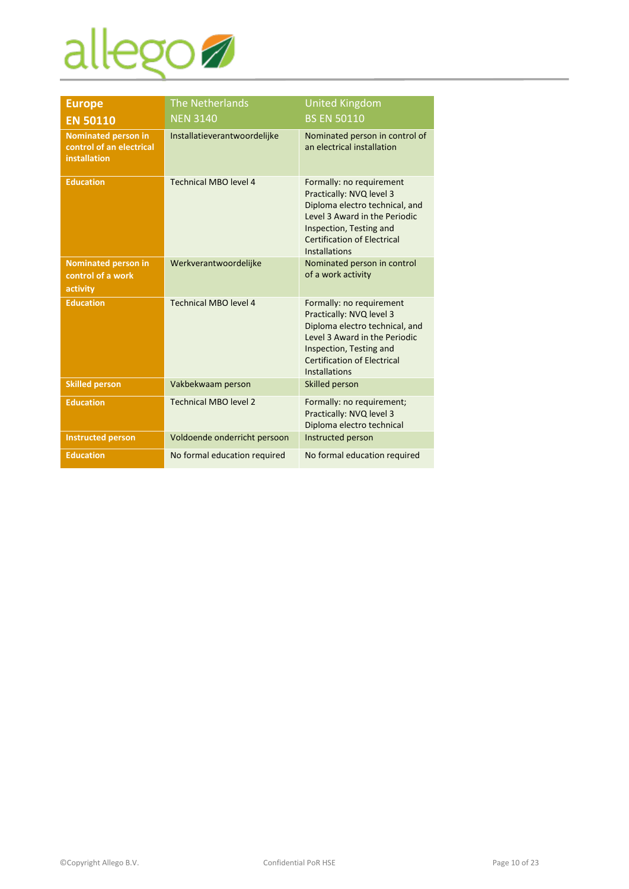| Europe EN 50110 | The Netherlands NEN 3140 | United Kingdom BS EN 50110 |
|---|---|---|
| **Nominated person in control of an electrical installation** | Installatieverantwoordelijke | Nominated person in control of an electrical installation |
| **Education** | Technical MBO level 4 | Formally: no requirement Practically: NVQ level 3 Diploma electro technical, and Level 3 Award in the Periodic Inspection, Testing and Certification of Electrical Installations |
| **Nominated person in control of a work activity** | Werkverantwoordelijke | Nominated person in control of a work activity |
| **Education** | Technical MBO level 4 | Formally: no requirement Practically: NVQ level 3 Diploma electro technical, and Level 3 Award in the Periodic Inspection, Testing and Certification of Electrical Installations |
| **Skilled person** | Vakbekwaam person | Skilled person |
| **Education** | Technical MBO level 2 | Formally: no requirement; Practically: NVQ level 3 Diploma electro technical |
| **Instructed person** | Voldoende onderricht persoon | Instructed person |
| **Education** | No formal education required | No formal education required |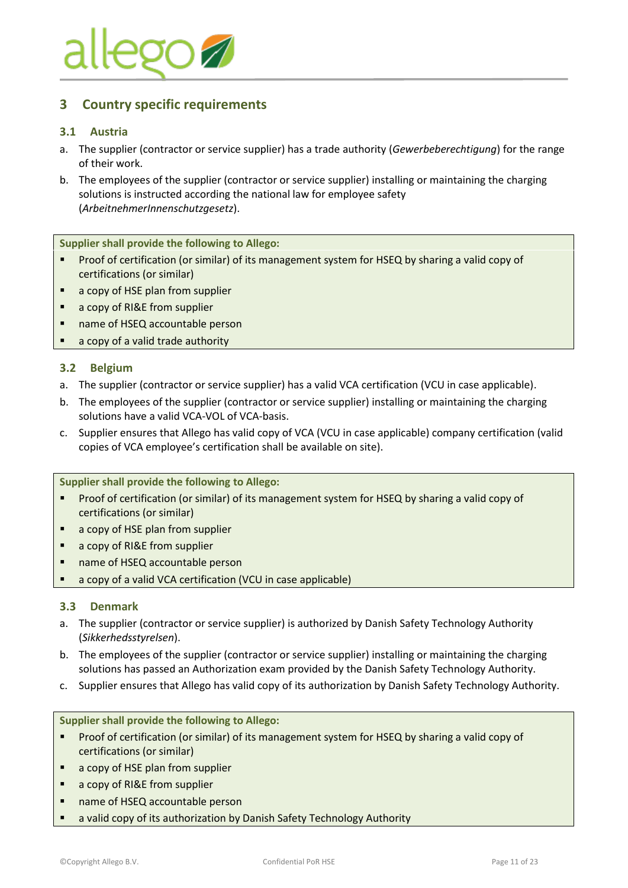## 3 Country specific requirements

### 3.1 Austria

a. The supplier (contractor or service supplier) has a trade authority (*Gewerbeberechtigung*) for the range of their work.

b. The employees of the supplier (contractor or service supplier) installing or maintaining the charging solutions is instructed according the national law for employee safety (*ArbeitnehmerInnenschutzgesetz*).

**Supplier shall provide the following to Allego:**

- Proof of certification (or similar) of its management system for HSEQ by sharing a valid copy of certifications (or similar)
- a copy of HSE plan from supplier
- a copy of RI&E from supplier
- name of HSEQ accountable person
- a copy of a valid trade authority

### 3.2 Belgium

a. The supplier (contractor or service supplier) has a valid VCA certification (VCU in case applicable).

b. The employees of the supplier (contractor or service supplier) installing or maintaining the charging solutions have a valid VCA-VOL of VCA-basis.

c. Supplier ensures that Allego has valid copy of VCA (VCU in case applicable) company certification (valid copies of VCA employee's certification shall be available on site).

**Supplier shall provide the following to Allego:**

- Proof of certification (or similar) of its management system for HSEQ by sharing a valid copy of certifications (or similar)
- a copy of HSE plan from supplier
- a copy of RI&E from supplier
- name of HSEQ accountable person
- a copy of a valid VCA certification (VCU in case applicable)

### 3.3 Denmark

a. The supplier (contractor or service supplier) is authorized by Danish Safety Technology Authority (*Sikkerhedsstyrelsen*).

b. The employees of the supplier (contractor or service supplier) installing or maintaining the charging solutions has passed an Authorization exam provided by the Danish Safety Technology Authority.

c. Supplier ensures that Allego has valid copy of its authorization by Danish Safety Technology Authority.

**Supplier shall provide the following to Allego:**

- Proof of certification (or similar) of its management system for HSEQ by sharing a valid copy of certifications (or similar)
- a copy of HSE plan from supplier
- a copy of RI&E from supplier
- name of HSEQ accountable person
- a valid copy of its authorization by Danish Safety Technology Authority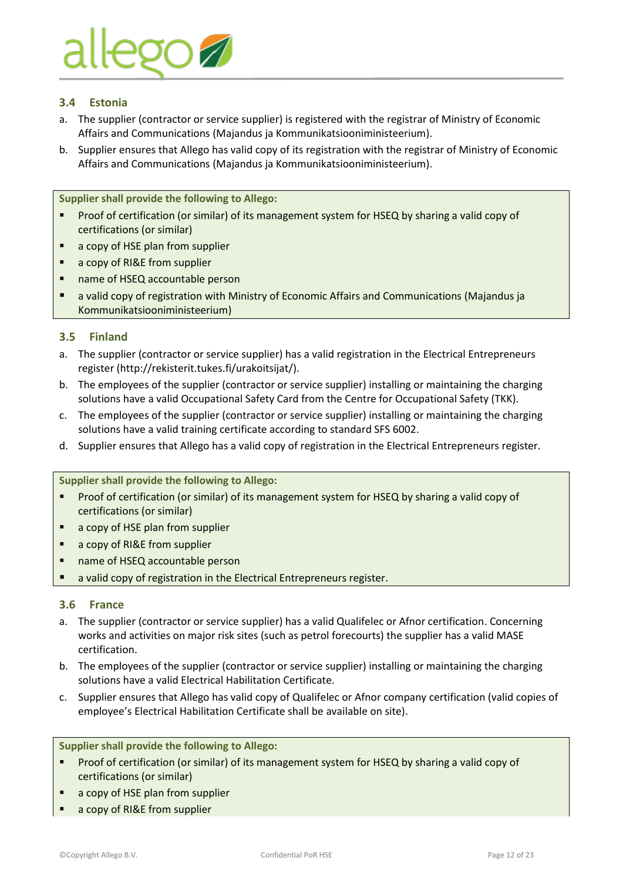### 3.4 Estonia

a. The supplier (contractor or service supplier) is registered with the registrar of Ministry of Economic Affairs and Communications (Majandus ja Kommunikatsiooniministeerium).

b. Supplier ensures that Allego has valid copy of its registration with the registrar of Ministry of Economic Affairs and Communications (Majandus ja Kommunikatsiooniministeerium).

**Supplier shall provide the following to Allego:**

- Proof of certification (or similar) of its management system for HSEQ by sharing a valid copy of certifications (or similar)
- a copy of HSE plan from supplier
- a copy of RI&E from supplier
- name of HSEQ accountable person
- a valid copy of registration with Ministry of Economic Affairs and Communications (Majandus ja Kommunikatsiooniministeerium)

### 3.5 Finland

a. The supplier (contractor or service supplier) has a valid registration in the Electrical Entrepreneurs register (http://rekisterit.tukes.fi/urakoitsijat/).

b. The employees of the supplier (contractor or service supplier) installing or maintaining the charging solutions have a valid Occupational Safety Card from the Centre for Occupational Safety (TKK).

c. The employees of the supplier (contractor or service supplier) installing or maintaining the charging solutions have a valid training certificate according to standard SFS 6002.

d. Supplier ensures that Allego has a valid copy of registration in the Electrical Entrepreneurs register.

**Supplier shall provide the following to Allego:**

- Proof of certification (or similar) of its management system for HSEQ by sharing a valid copy of certifications (or similar)
- a copy of HSE plan from supplier
- a copy of RI&E from supplier
- name of HSEQ accountable person
- a valid copy of registration in the Electrical Entrepreneurs register.

### 3.6 France

a. The supplier (contractor or service supplier) has a valid Qualifelec or Afnor certification. Concerning works and activities on major risk sites (such as petrol forecourts) the supplier has a valid MASE certification.

b. The employees of the supplier (contractor or service supplier) installing or maintaining the charging solutions have a valid Electrical Habilitation Certificate.

c. Supplier ensures that Allego has valid copy of Qualifelec or Afnor company certification (valid copies of employee's Electrical Habilitation Certificate shall be available on site).

**Supplier shall provide the following to Allego:**

- Proof of certification (or similar) of its management system for HSEQ by sharing a valid copy of certifications (or similar)
- a copy of HSE plan from supplier
- a copy of RI&E from supplier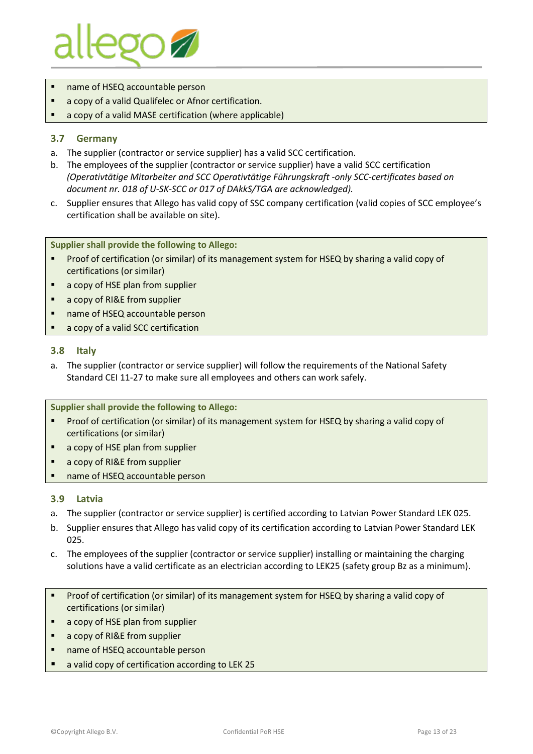- name of HSEQ accountable person
- a copy of a valid Qualifelec or Afnor certification.
- a copy of a valid MASE certification (where applicable)

### 3.7 Germany

a. The supplier (contractor or service supplier) has a valid SCC certification.

b. The employees of the supplier (contractor or service supplier) have a valid SCC certification *(Operativtätige Mitarbeiter and SCC Operativtätige Führungskraft -only SCC-certificates based on document nr. 018 of U-SK-SCC or 017 of DAkkS/TGA are acknowledged).*

c. Supplier ensures that Allego has valid copy of SSC company certification (valid copies of SCC employee's certification shall be available on site).

**Supplier shall provide the following to Allego:**

- Proof of certification (or similar) of its management system for HSEQ by sharing a valid copy of certifications (or similar)
- a copy of HSE plan from supplier
- a copy of RI&E from supplier
- name of HSEQ accountable person
- a copy of a valid SCC certification

### 3.8 Italy

a. The supplier (contractor or service supplier) will follow the requirements of the National Safety Standard CEI 11-27 to make sure all employees and others can work safely.

**Supplier shall provide the following to Allego:**

- Proof of certification (or similar) of its management system for HSEQ by sharing a valid copy of certifications (or similar)
- a copy of HSE plan from supplier
- a copy of RI&E from supplier
- name of HSEQ accountable person

### 3.9 Latvia

a. The supplier (contractor or service supplier) is certified according to Latvian Power Standard LEK 025.

b. Supplier ensures that Allego has valid copy of its certification according to Latvian Power Standard LEK 025.

c. The employees of the supplier (contractor or service supplier) installing or maintaining the charging solutions have a valid certificate as an electrician according to LEK25 (safety group Bz as a minimum).

- Proof of certification (or similar) of its management system for HSEQ by sharing a valid copy of certifications (or similar)
- a copy of HSE plan from supplier
- a copy of RI&E from supplier
- name of HSEQ accountable person
- a valid copy of certification according to LEK 25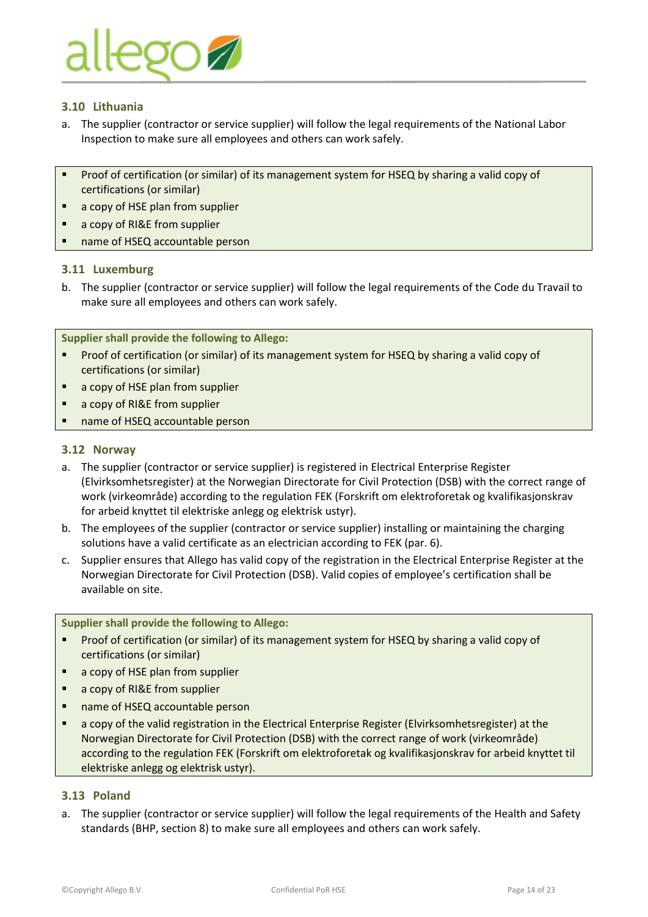### 3.10 Lithuania

a. The supplier (contractor or service supplier) will follow the legal requirements of the National Labor Inspection to make sure all employees and others can work safely.

- Proof of certification (or similar) of its management system for HSEQ by sharing a valid copy of certifications (or similar)
- a copy of HSE plan from supplier
- a copy of RI&E from supplier
- name of HSEQ accountable person

### 3.11 Luxemburg

b. The supplier (contractor or service supplier) will follow the legal requirements of the Code du Travail to make sure all employees and others can work safely.

**Supplier shall provide the following to Allego:**

- Proof of certification (or similar) of its management system for HSEQ by sharing a valid copy of certifications (or similar)
- a copy of HSE plan from supplier
- a copy of RI&E from supplier
- name of HSEQ accountable person

### 3.12 Norway

a. The supplier (contractor or service supplier) is registered in Electrical Enterprise Register (Elvirksomhetsregister) at the Norwegian Directorate for Civil Protection (DSB) with the correct range of work (virkeområde) according to the regulation FEK (Forskrift om elektroforetak og kvalifikasjonskrav for arbeid knyttet til elektriske anlegg og elektrisk ustyr).

b. The employees of the supplier (contractor or service supplier) installing or maintaining the charging solutions have a valid certificate as an electrician according to FEK (par. 6).

c. Supplier ensures that Allego has valid copy of the registration in the Electrical Enterprise Register at the Norwegian Directorate for Civil Protection (DSB). Valid copies of employee's certification shall be available on site.

**Supplier shall provide the following to Allego:**

- Proof of certification (or similar) of its management system for HSEQ by sharing a valid copy of certifications (or similar)
- a copy of HSE plan from supplier
- a copy of RI&E from supplier
- name of HSEQ accountable person
- a copy of the valid registration in the Electrical Enterprise Register (Elvirksomhetsregister) at the Norwegian Directorate for Civil Protection (DSB) with the correct range of work (virkeområde) according to the regulation FEK (Forskrift om elektroforetak og kvalifikasjonskrav for arbeid knyttet til elektriske anlegg og elektrisk ustyr).

### 3.13 Poland

a. The supplier (contractor or service supplier) will follow the legal requirements of the Health and Safety standards (BHP, section 8) to make sure all employees and others can work safely.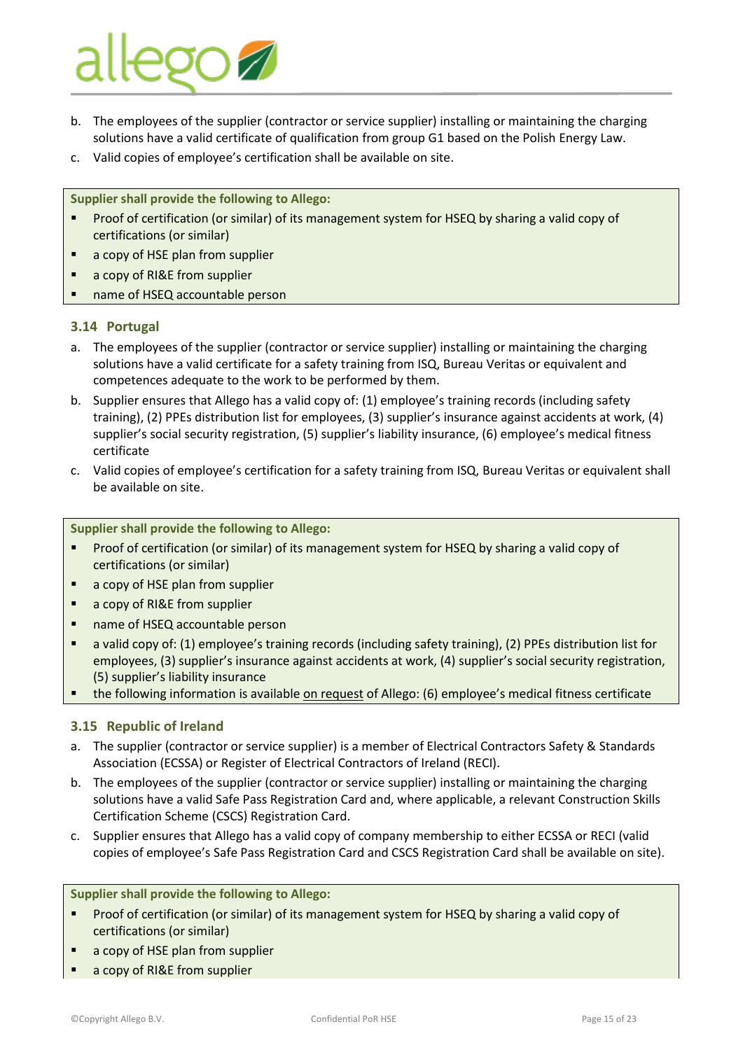b. The employees of the supplier (contractor or service supplier) installing or maintaining the charging solutions have a valid certificate of qualification from group G1 based on the Polish Energy Law.

c. Valid copies of employee's certification shall be available on site.

**Supplier shall provide the following to Allego:**

- Proof of certification (or similar) of its management system for HSEQ by sharing a valid copy of certifications (or similar)
- a copy of HSE plan from supplier
- a copy of RI&E from supplier
- name of HSEQ accountable person

### 3.14 Portugal

a. The employees of the supplier (contractor or service supplier) installing or maintaining the charging solutions have a valid certificate for a safety training from ISQ, Bureau Veritas or equivalent and competences adequate to the work to be performed by them.

b. Supplier ensures that Allego has a valid copy of: (1) employee's training records (including safety training), (2) PPEs distribution list for employees, (3) supplier's insurance against accidents at work, (4) supplier's social security registration, (5) supplier's liability insurance, (6) employee's medical fitness certificate

c. Valid copies of employee's certification for a safety training from ISQ, Bureau Veritas or equivalent shall be available on site.

**Supplier shall provide the following to Allego:**

- Proof of certification (or similar) of its management system for HSEQ by sharing a valid copy of certifications (or similar)
- a copy of HSE plan from supplier
- a copy of RI&E from supplier
- name of HSEQ accountable person
- a valid copy of: (1) employee's training records (including safety training), (2) PPEs distribution list for employees, (3) supplier's insurance against accidents at work, (4) supplier's social security registration, (5) supplier's liability insurance
- the following information is available on request of Allego: (6) employee's medical fitness certificate

### 3.15 Republic of Ireland

a. The supplier (contractor or service supplier) is a member of Electrical Contractors Safety & Standards Association (ECSSA) or Register of Electrical Contractors of Ireland (RECI).

b. The employees of the supplier (contractor or service supplier) installing or maintaining the charging solutions have a valid Safe Pass Registration Card and, where applicable, a relevant Construction Skills Certification Scheme (CSCS) Registration Card.

c. Supplier ensures that Allego has a valid copy of company membership to either ECSSA or RECI (valid copies of employee's Safe Pass Registration Card and CSCS Registration Card shall be available on site).

**Supplier shall provide the following to Allego:**

- Proof of certification (or similar) of its management system for HSEQ by sharing a valid copy of certifications (or similar)
- a copy of HSE plan from supplier
- a copy of RI&E from supplier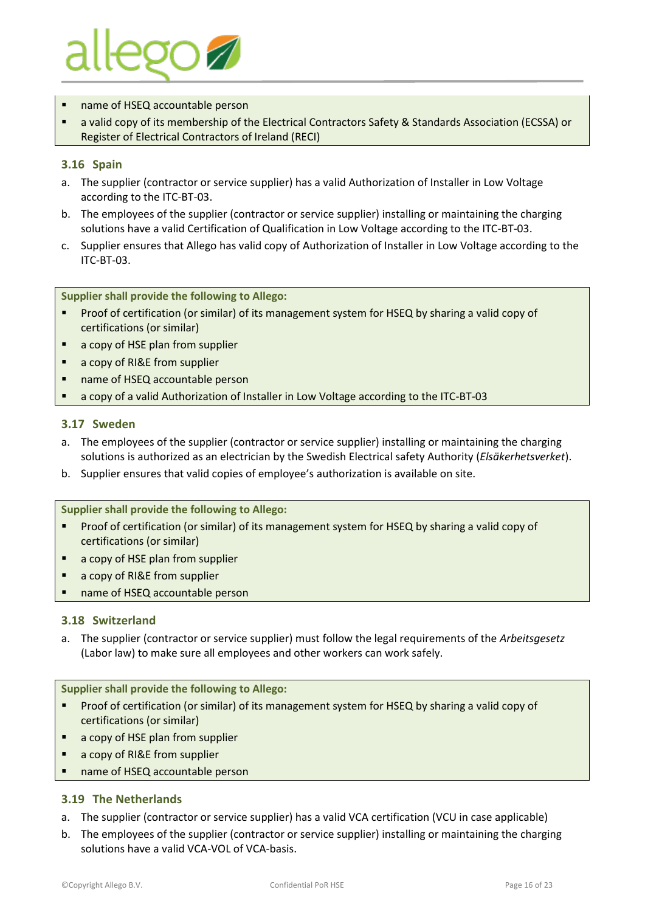- name of HSEQ accountable person
- a valid copy of its membership of the Electrical Contractors Safety & Standards Association (ECSSA) or Register of Electrical Contractors of Ireland (RECI)

### 3.16 Spain

a. The supplier (contractor or service supplier) has a valid Authorization of Installer in Low Voltage according to the ITC-BT-03.

b. The employees of the supplier (contractor or service supplier) installing or maintaining the charging solutions have a valid Certification of Qualification in Low Voltage according to the ITC-BT-03.

c. Supplier ensures that Allego has valid copy of Authorization of Installer in Low Voltage according to the ITC-BT-03.

**Supplier shall provide the following to Allego:**

- Proof of certification (or similar) of its management system for HSEQ by sharing a valid copy of certifications (or similar)
- a copy of HSE plan from supplier
- a copy of RI&E from supplier
- name of HSEQ accountable person
- a copy of a valid Authorization of Installer in Low Voltage according to the ITC-BT-03

### 3.17 Sweden

a. The employees of the supplier (contractor or service supplier) installing or maintaining the charging solutions is authorized as an electrician by the Swedish Electrical safety Authority (*Elsäkerhetsverket*).

b. Supplier ensures that valid copies of employee's authorization is available on site.

**Supplier shall provide the following to Allego:**

- Proof of certification (or similar) of its management system for HSEQ by sharing a valid copy of certifications (or similar)
- a copy of HSE plan from supplier
- a copy of RI&E from supplier
- name of HSEQ accountable person

### 3.18 Switzerland

a. The supplier (contractor or service supplier) must follow the legal requirements of the *Arbeitsgesetz* (Labor law) to make sure all employees and other workers can work safely.

**Supplier shall provide the following to Allego:**

- Proof of certification (or similar) of its management system for HSEQ by sharing a valid copy of certifications (or similar)
- a copy of HSE plan from supplier
- a copy of RI&E from supplier
- name of HSEQ accountable person

### 3.19 The Netherlands

a. The supplier (contractor or service supplier) has a valid VCA certification (VCU in case applicable)

b. The employees of the supplier (contractor or service supplier) installing or maintaining the charging solutions have a valid VCA-VOL of VCA-basis.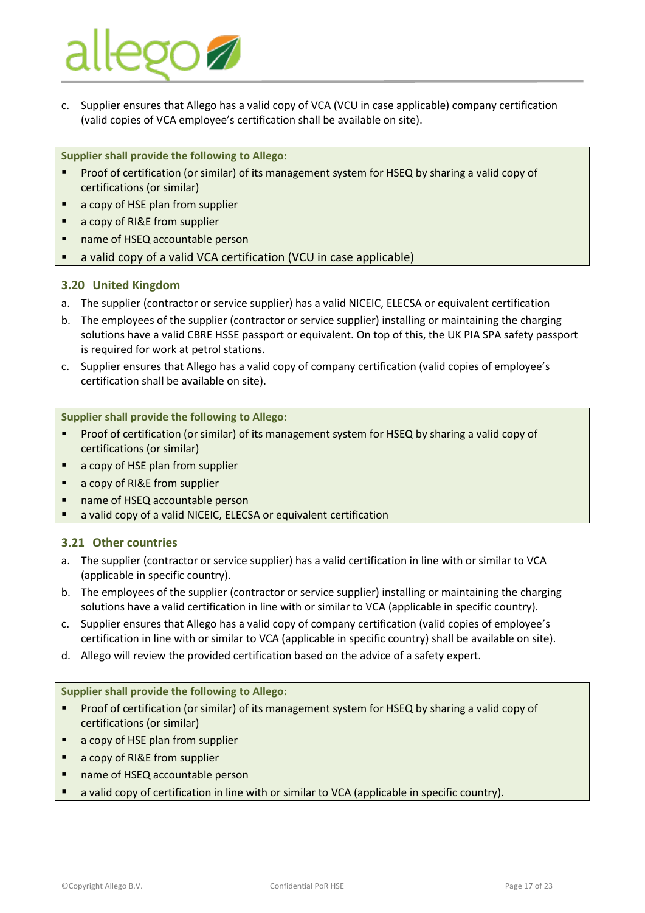c. Supplier ensures that Allego has a valid copy of VCA (VCU in case applicable) company certification (valid copies of VCA employee's certification shall be available on site).

**Supplier shall provide the following to Allego:**

- Proof of certification (or similar) of its management system for HSEQ by sharing a valid copy of certifications (or similar)
- a copy of HSE plan from supplier
- a copy of RI&E from supplier
- name of HSEQ accountable person
- a valid copy of a valid VCA certification (VCU in case applicable)

### 3.20 United Kingdom

a. The supplier (contractor or service supplier) has a valid NICEIC, ELECSA or equivalent certification
b. The employees of the supplier (contractor or service supplier) installing or maintaining the charging solutions have a valid CBRE HSSE passport or equivalent. On top of this, the UK PIA SPA safety passport is required for work at petrol stations.
c. Supplier ensures that Allego has a valid copy of company certification (valid copies of employee's certification shall be available on site).

**Supplier shall provide the following to Allego:**

- Proof of certification (or similar) of its management system for HSEQ by sharing a valid copy of certifications (or similar)
- a copy of HSE plan from supplier
- a copy of RI&E from supplier
- name of HSEQ accountable person
- a valid copy of a valid NICEIC, ELECSA or equivalent certification

### 3.21 Other countries

a. The supplier (contractor or service supplier) has a valid certification in line with or similar to VCA (applicable in specific country).
b. The employees of the supplier (contractor or service supplier) installing or maintaining the charging solutions have a valid certification in line with or similar to VCA (applicable in specific country).
c. Supplier ensures that Allego has a valid copy of company certification (valid copies of employee's certification in line with or similar to VCA (applicable in specific country) shall be available on site).
d. Allego will review the provided certification based on the advice of a safety expert.

**Supplier shall provide the following to Allego:**

- Proof of certification (or similar) of its management system for HSEQ by sharing a valid copy of certifications (or similar)
- a copy of HSE plan from supplier
- a copy of RI&E from supplier
- name of HSEQ accountable person
- a valid copy of certification in line with or similar to VCA (applicable in specific country).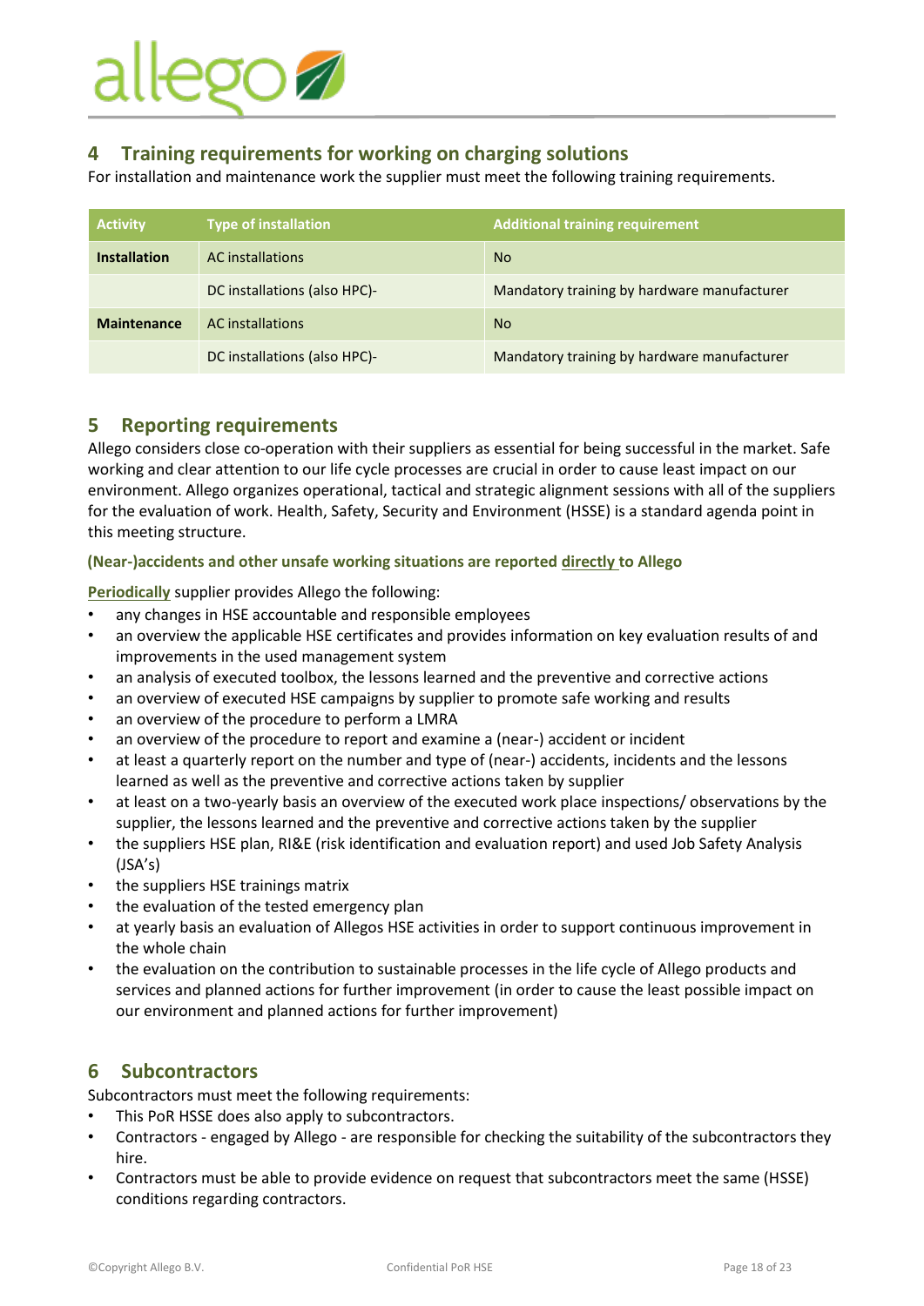## 4 Training requirements for working on charging solutions

For installation and maintenance work the supplier must meet the following training requirements.

| Activity | Type of installation | Additional training requirement |
|---|---|---|
| **Installation** | AC installations | No |
| | DC installations (also HPC)- | Mandatory training by hardware manufacturer |
| **Maintenance** | AC installations | No |
| | DC installations (also HPC)- | Mandatory training by hardware manufacturer |

## 5 Reporting requirements

Allego considers close co-operation with their suppliers as essential for being successful in the market. Safe working and clear attention to our life cycle processes are crucial in order to cause least impact on our environment. Allego organizes operational, tactical and strategic alignment sessions with all of the suppliers for the evaluation of work. Health, Safety, Security and Environment (HSSE) is a standard agenda point in this meeting structure.

**(Near-)accidents and other unsafe working situations are reported <u>directly</u> to Allego**

**<u>Periodically</u>** supplier provides Allego the following:

- any changes in HSE accountable and responsible employees
- an overview the applicable HSE certificates and provides information on key evaluation results of and improvements in the used management system
- an analysis of executed toolbox, the lessons learned and the preventive and corrective actions
- an overview of executed HSE campaigns by supplier to promote safe working and results
- an overview of the procedure to perform a LMRA
- an overview of the procedure to report and examine a (near-) accident or incident
- at least a quarterly report on the number and type of (near-) accidents, incidents and the lessons learned as well as the preventive and corrective actions taken by supplier
- at least on a two-yearly basis an overview of the executed work place inspections/ observations by the supplier, the lessons learned and the preventive and corrective actions taken by the supplier
- the suppliers HSE plan, RI&E (risk identification and evaluation report) and used Job Safety Analysis (JSA's)
- the suppliers HSE trainings matrix
- the evaluation of the tested emergency plan
- at yearly basis an evaluation of Allegos HSE activities in order to support continuous improvement in the whole chain
- the evaluation on the contribution to sustainable processes in the life cycle of Allego products and services and planned actions for further improvement (in order to cause the least possible impact on our environment and planned actions for further improvement)

## 6 Subcontractors

Subcontractors must meet the following requirements:

- This PoR HSSE does also apply to subcontractors.
- Contractors - engaged by Allego - are responsible for checking the suitability of the subcontractors they hire.
- Contractors must be able to provide evidence on request that subcontractors meet the same (HSSE) conditions regarding contractors.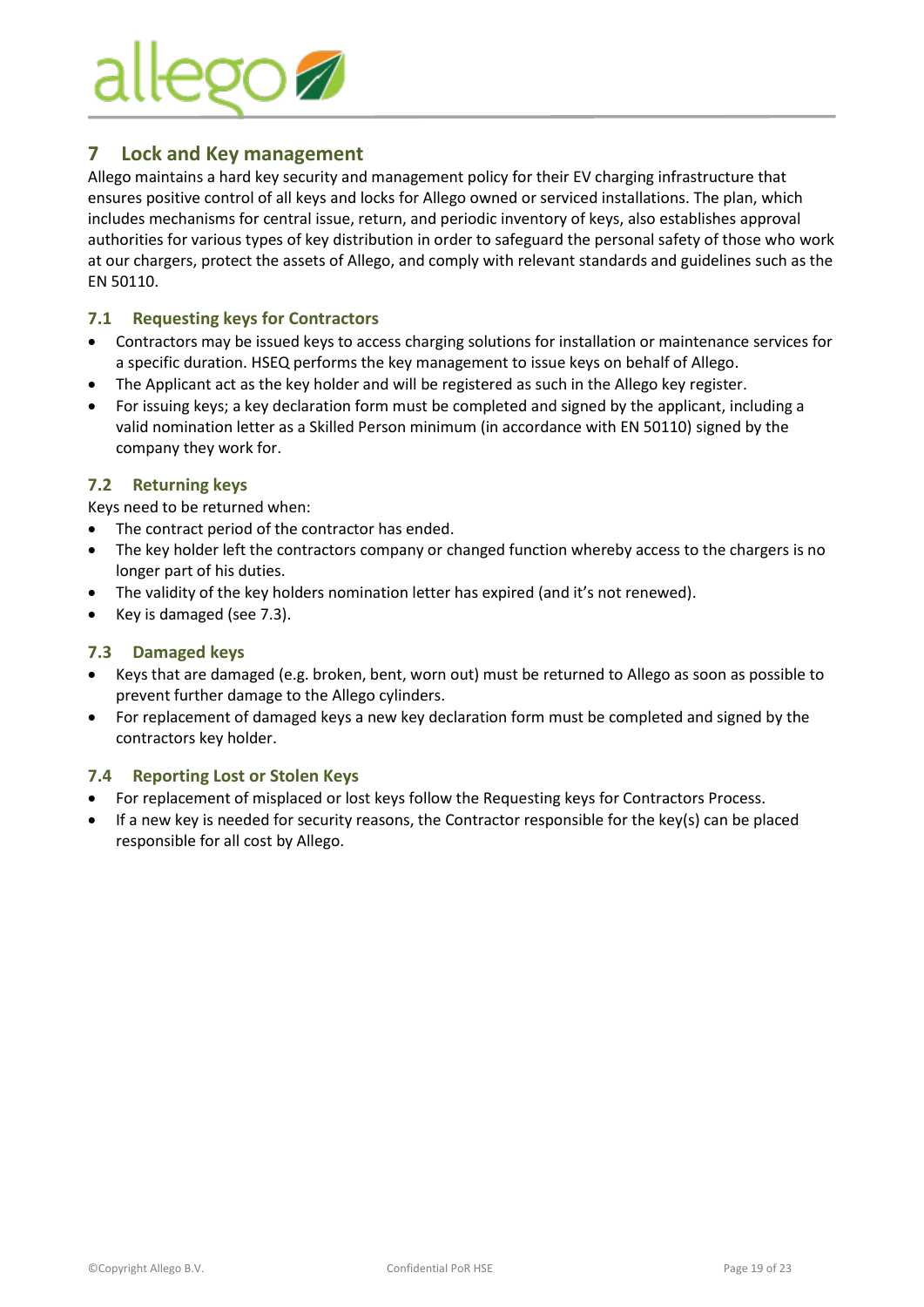## 7 Lock and Key management

Allego maintains a hard key security and management policy for their EV charging infrastructure that ensures positive control of all keys and locks for Allego owned or serviced installations. The plan, which includes mechanisms for central issue, return, and periodic inventory of keys, also establishes approval authorities for various types of key distribution in order to safeguard the personal safety of those who work at our chargers, protect the assets of Allego, and comply with relevant standards and guidelines such as the EN 50110.

### 7.1 Requesting keys for Contractors

- Contractors may be issued keys to access charging solutions for installation or maintenance services for a specific duration. HSEQ performs the key management to issue keys on behalf of Allego.
- The Applicant act as the key holder and will be registered as such in the Allego key register.
- For issuing keys; a key declaration form must be completed and signed by the applicant, including a valid nomination letter as a Skilled Person minimum (in accordance with EN 50110) signed by the company they work for.

### 7.2 Returning keys

Keys need to be returned when:

- The contract period of the contractor has ended.
- The key holder left the contractors company or changed function whereby access to the chargers is no longer part of his duties.
- The validity of the key holders nomination letter has expired (and it's not renewed).
- Key is damaged (see 7.3).

### 7.3 Damaged keys

- Keys that are damaged (e.g. broken, bent, worn out) must be returned to Allego as soon as possible to prevent further damage to the Allego cylinders.
- For replacement of damaged keys a new key declaration form must be completed and signed by the contractors key holder.

### 7.4 Reporting Lost or Stolen Keys

- For replacement of misplaced or lost keys follow the Requesting keys for Contractors Process.
- If a new key is needed for security reasons, the Contractor responsible for the key(s) can be placed responsible for all cost by Allego.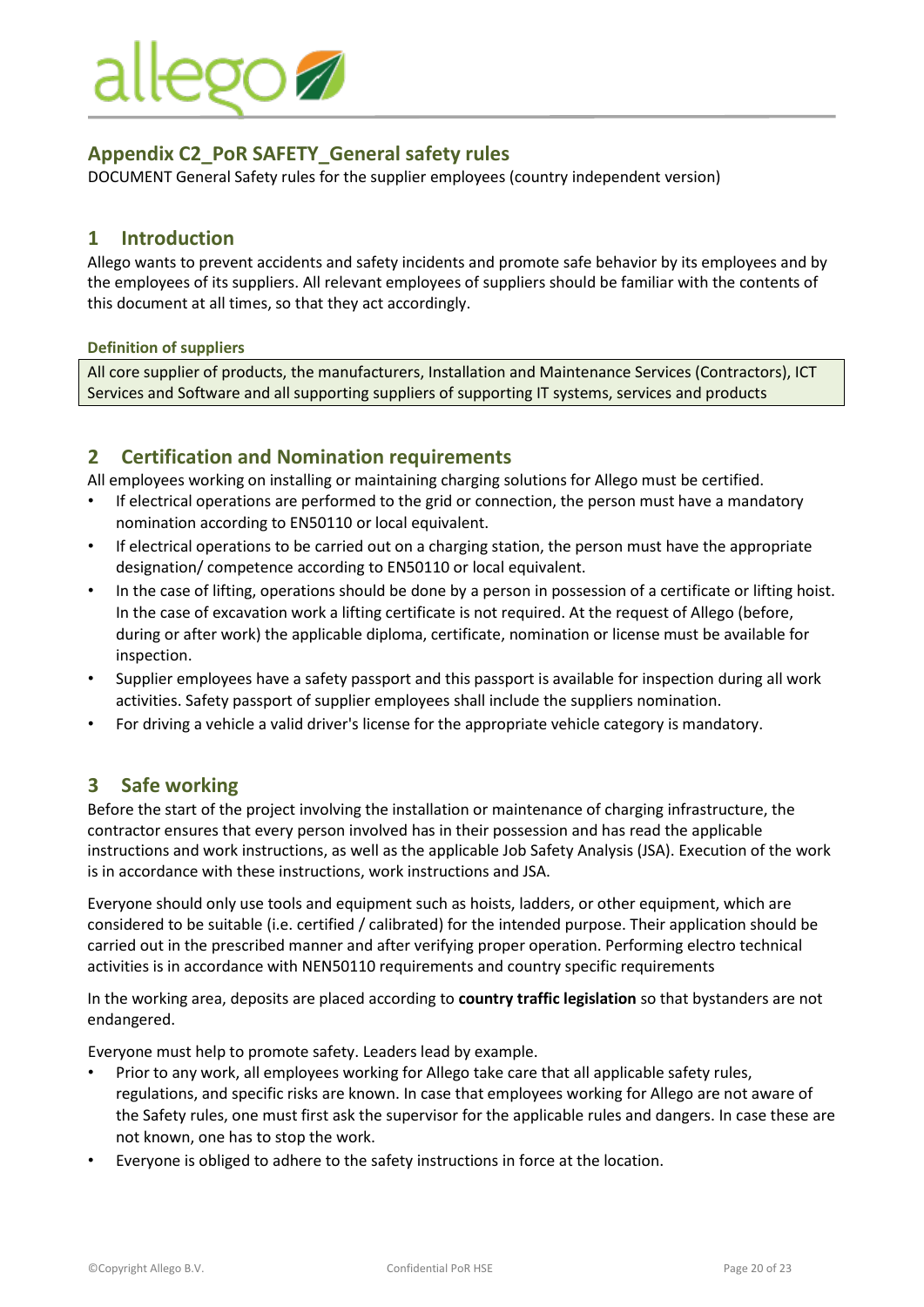## Appendix C2_PoR SAFETY_General safety rules

DOCUMENT General Safety rules for the supplier employees (country independent version)

## 1 Introduction

Allego wants to prevent accidents and safety incidents and promote safe behavior by its employees and by the employees of its suppliers. All relevant employees of suppliers should be familiar with the contents of this document at all times, so that they act accordingly.

#### Definition of suppliers

All core supplier of products, the manufacturers, Installation and Maintenance Services (Contractors), ICT Services and Software and all supporting suppliers of supporting IT systems, services and products

## 2 Certification and Nomination requirements

All employees working on installing or maintaining charging solutions for Allego must be certified.

- If electrical operations are performed to the grid or connection, the person must have a mandatory nomination according to EN50110 or local equivalent.
- If electrical operations to be carried out on a charging station, the person must have the appropriate designation/ competence according to EN50110 or local equivalent.
- In the case of lifting, operations should be done by a person in possession of a certificate or lifting hoist. In the case of excavation work a lifting certificate is not required. At the request of Allego (before, during or after work) the applicable diploma, certificate, nomination or license must be available for inspection.
- Supplier employees have a safety passport and this passport is available for inspection during all work activities. Safety passport of supplier employees shall include the suppliers nomination.
- For driving a vehicle a valid driver's license for the appropriate vehicle category is mandatory.

## 3 Safe working

Before the start of the project involving the installation or maintenance of charging infrastructure, the contractor ensures that every person involved has in their possession and has read the applicable instructions and work instructions, as well as the applicable Job Safety Analysis (JSA). Execution of the work is in accordance with these instructions, work instructions and JSA.

Everyone should only use tools and equipment such as hoists, ladders, or other equipment, which are considered to be suitable (i.e. certified / calibrated) for the intended purpose. Their application should be carried out in the prescribed manner and after verifying proper operation. Performing electro technical activities is in accordance with NEN50110 requirements and country specific requirements

In the working area, deposits are placed according to **country traffic legislation** so that bystanders are not endangered.

Everyone must help to promote safety. Leaders lead by example.

- Prior to any work, all employees working for Allego take care that all applicable safety rules, regulations, and specific risks are known. In case that employees working for Allego are not aware of the Safety rules, one must first ask the supervisor for the applicable rules and dangers. In case these are not known, one has to stop the work.
- Everyone is obliged to adhere to the safety instructions in force at the location.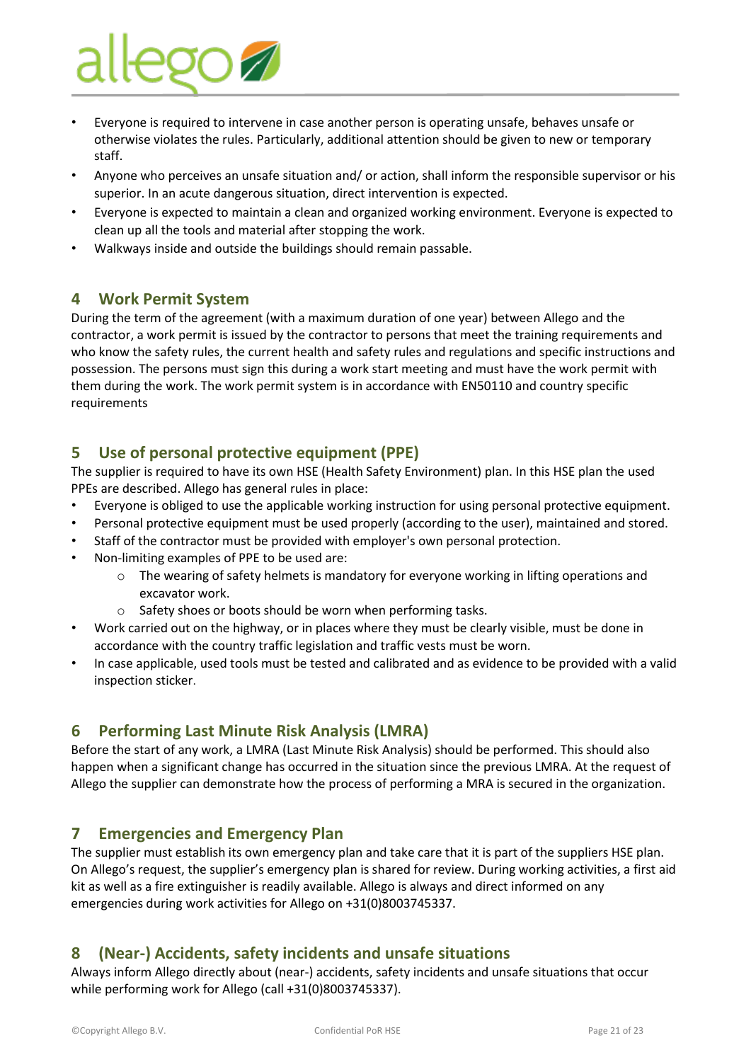- Everyone is required to intervene in case another person is operating unsafe, behaves unsafe or otherwise violates the rules. Particularly, additional attention should be given to new or temporary staff.
- Anyone who perceives an unsafe situation and/ or action, shall inform the responsible supervisor or his superior. In an acute dangerous situation, direct intervention is expected.
- Everyone is expected to maintain a clean and organized working environment. Everyone is expected to clean up all the tools and material after stopping the work.
- Walkways inside and outside the buildings should remain passable.

## 4 Work Permit System

During the term of the agreement (with a maximum duration of one year) between Allego and the contractor, a work permit is issued by the contractor to persons that meet the training requirements and who know the safety rules, the current health and safety rules and regulations and specific instructions and possession. The persons must sign this during a work start meeting and must have the work permit with them during the work. The work permit system is in accordance with EN50110 and country specific requirements

## 5 Use of personal protective equipment (PPE)

The supplier is required to have its own HSE (Health Safety Environment) plan. In this HSE plan the used PPEs are described. Allego has general rules in place:

- Everyone is obliged to use the applicable working instruction for using personal protective equipment.
- Personal protective equipment must be used properly (according to the user), maintained and stored.
- Staff of the contractor must be provided with employer's own personal protection.
- Non-limiting examples of PPE to be used are:
  - The wearing of safety helmets is mandatory for everyone working in lifting operations and excavator work.
  - Safety shoes or boots should be worn when performing tasks.
- Work carried out on the highway, or in places where they must be clearly visible, must be done in accordance with the country traffic legislation and traffic vests must be worn.
- In case applicable, used tools must be tested and calibrated and as evidence to be provided with a valid inspection sticker.

## 6 Performing Last Minute Risk Analysis (LMRA)

Before the start of any work, a LMRA (Last Minute Risk Analysis) should be performed. This should also happen when a significant change has occurred in the situation since the previous LMRA. At the request of Allego the supplier can demonstrate how the process of performing a MRA is secured in the organization.

## 7 Emergencies and Emergency Plan

The supplier must establish its own emergency plan and take care that it is part of the suppliers HSE plan. On Allego's request, the supplier's emergency plan is shared for review. During working activities, a first aid kit as well as a fire extinguisher is readily available. Allego is always and direct informed on any emergencies during work activities for Allego on +31(0)8003745337.

## 8 (Near-) Accidents, safety incidents and unsafe situations

Always inform Allego directly about (near-) accidents, safety incidents and unsafe situations that occur while performing work for Allego (call +31(0)8003745337).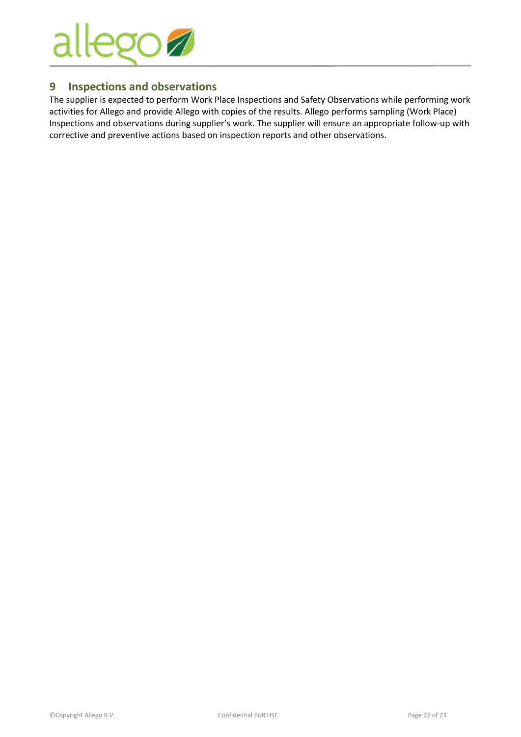## 9 Inspections and observations

The supplier is expected to perform Work Place Inspections and Safety Observations while performing work activities for Allego and provide Allego with copies of the results. Allego performs sampling (Work Place) Inspections and observations during supplier's work. The supplier will ensure an appropriate follow-up with corrective and preventive actions based on inspection reports and other observations.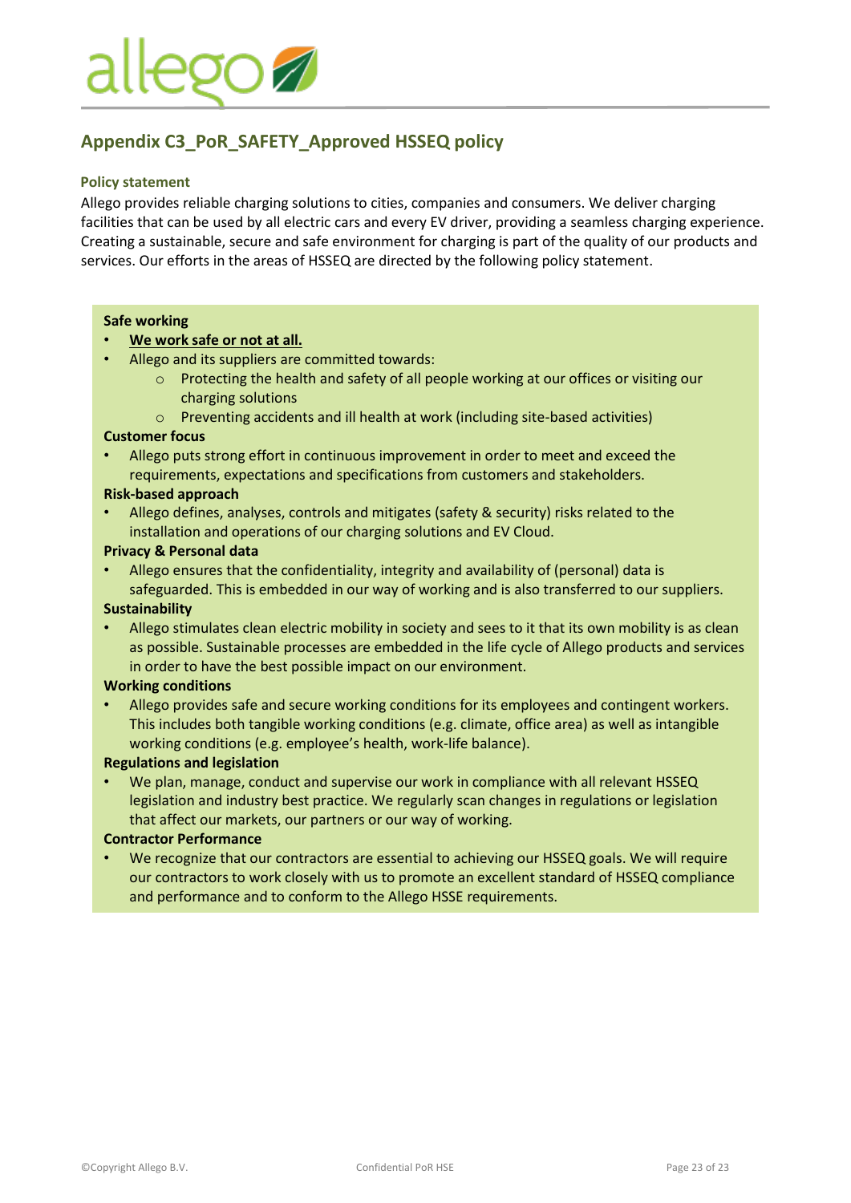## Appendix C3_PoR_SAFETY_Approved HSSEQ policy

### Policy statement

Allego provides reliable charging solutions to cities, companies and consumers. We deliver charging facilities that can be used by all electric cars and every EV driver, providing a seamless charging experience. Creating a sustainable, secure and safe environment for charging is part of the quality of our products and services. Our efforts in the areas of HSSEQ are directed by the following policy statement.

**Safe working**

- <u>**We work safe or not at all.**</u>
- Allego and its suppliers are committed towards:
    - Protecting the health and safety of all people working at our offices or visiting our charging solutions
    - Preventing accidents and ill health at work (including site-based activities)

**Customer focus**

- Allego puts strong effort in continuous improvement in order to meet and exceed the requirements, expectations and specifications from customers and stakeholders.

**Risk-based approach**

- Allego defines, analyses, controls and mitigates (safety & security) risks related to the installation and operations of our charging solutions and EV Cloud.

**Privacy & Personal data**

- Allego ensures that the confidentiality, integrity and availability of (personal) data is safeguarded. This is embedded in our way of working and is also transferred to our suppliers.

**Sustainability**

- Allego stimulates clean electric mobility in society and sees to it that its own mobility is as clean as possible. Sustainable processes are embedded in the life cycle of Allego products and services in order to have the best possible impact on our environment.

**Working conditions**

- Allego provides safe and secure working conditions for its employees and contingent workers. This includes both tangible working conditions (e.g. climate, office area) as well as intangible working conditions (e.g. employee's health, work-life balance).

**Regulations and legislation**

- We plan, manage, conduct and supervise our work in compliance with all relevant HSSEQ legislation and industry best practice. We regularly scan changes in regulations or legislation that affect our markets, our partners or our way of working.

**Contractor Performance**

- We recognize that our contractors are essential to achieving our HSSEQ goals. We will require our contractors to work closely with us to promote an excellent standard of HSSEQ compliance and performance and to conform to the Allego HSSE requirements.